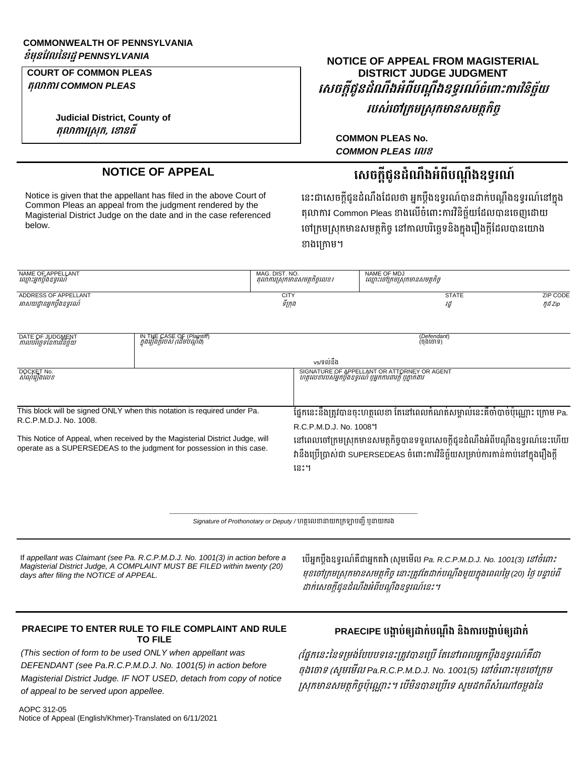**COMMONWEALTH OF PENNSYLVANIA**
***ខំមុនវែលនៃរដ្ឋ PENNSYLVANIA***

**COURT OF COMMON PLEAS**
***តុលាការ COMMON PLEAS***

**Judicial District, County of**
***តុលាការស្រុក, ខោនធី***

## NOTICE OF APPEAL FROM MAGISTERIAL DISTRICT JUDGE JUDGMENT
## *សេចក្តីជូនដំណឹងអំពីបណ្តឹងឧទ្ធរណ៍ចំពោះការវិនិច្ឆ័យរបស់ចៅក្រមស្រុកមានសមត្ថកិច្ច*

**COMMON PLEAS No.**
***COMMON PLEAS លេខ***

## NOTICE OF APPEAL

## សេចក្តីជូនដំណឹងអំពីបណ្តឹងឧទ្ធរណ៍

Notice is given that the appellant has filed in the above Court of Common Pleas an appeal from the judgment rendered by the Magisterial District Judge on the date and in the case referenced below.

នេះជាសេចក្តីជូនដំណឹងដែលថា អ្នកប្តឹងឧទ្ធរណ៍បានដាក់បណ្តឹងឧទ្ធរណ៍នៅក្នុងតុលាការ Common Pleas ខាងលើចំពោះការវិនិច្ឆ័យដែលបានចេញដោយចៅក្រមស្រុកមានសមត្ថកិច្ច នៅកាលបរិច្ឆេទនិងក្នុងរឿងក្តីដែលបានយោងខាងក្រោម។

| NAME OF APPELLANT *ឈ្មោះអ្នកប្តឹងឧទ្ធរណ៍* | | MAG. DIST. NO. *តុលាការស្រុកមានសមត្ថកិច្ចលេខ៖* | NAME OF MDJ *ឈ្មោះចៅក្រមស្រុកមានសមត្ថកិច្ច* | |
|---|---|---|---|---|
| ADDRESS OF APPELLANT *អាសយដ្ឋានអ្នកប្តឹងឧទ្ធរណ៍* | | CITY *ទីក្រុង* | STATE *រដ្ឋ* | ZIP CODE *កូដ Zip* |
| DATE OF JUDGMENT *កាលបរិច្ឆេទនៃការវិនិច្ឆ័យ* | IN THE CASE OF (*Plaintiff*) *ក្នុងរឿងក្តីរបស់ (ដើមបណ្តឹង)* | vs/ទល់នឹង | (*Defendant*) (ចុងចោទ) | |
| DOCKET No. *សំណុំរឿងលេខ* | | SIGNATURE OF APPELLANT OR ATTORNEY OR AGENT *ហត្ថលេខារបស់អ្នកប្តឹងឧទ្ធរណ៍ ឬអ្នកការពារក្តី ឬភ្នាក់ងារ* | | |

This block will be signed ONLY when this notation is required under Pa. R.C.P.M.D.J. No. 1008.

ផ្នែកនេះនឹងត្រូវបានចុះហត្ថលេខា តែនៅពេលកំណត់សម្គាល់នេះគឺចាំបាច់ប៉ុណ្ណោះ ក្រោម Pa. R.C.P.M.D.J. No. 1008។

This Notice of Appeal, when received by the Magisterial District Judge, will operate as a SUPERSEDEAS to the judgment for possession in this case.

នៅពេលចៅក្រមស្រុកមានសមត្ថកិច្ចបានទទួលសេចក្តីជូនដំណឹងអំពីបណ្តឹងឧទ្ធរណ៍នេះហើយ វានឹងប្រើប្រាស់ជា SUPERSEDEAS ចំពោះការវិនិច្ឆ័យសម្រាប់ការកាន់កាប់នៅក្នុងរឿងក្តីនេះ។

______________________________________________
*Signature of Prothonotary or Deputy /* ហត្ថលេខានាយកក្រឡាបញ្ជី ឬនាយករង

If *appellant was Claimant (see Pa. R.C.P.M.D.J. No. 1001(3) in action before a Magisterial District Judge, A COMPLAINT MUST BE FILED within twenty (20) days after filing the NOTICE of APPEAL.*

*បើអ្នកប្តឹងឧទ្ធរណ៍គឺជាអ្នកតវ៉ា (សូមមើល Pa. R.C.P.M.D.J. No. 1001(3) នៅចំពោះមុខចៅក្រមស្រុកមានសមត្ថកិច្ច នោះត្រូវតែដាក់បណ្តឹងមួយក្នុងពេលម្ភៃ(20) ថ្ងៃ បន្ទាប់ពីដាក់សេចក្តីជូនដំណឹងអំពីបណ្តឹងឧទ្ធរណ៍នេះ។*

### PRAECIPE TO ENTER RULE TO FILE COMPLAINT AND RULE TO FILE

### PRAECIPE បង្គាប់ឲ្យដាក់បណ្តឹង និងការបង្គាប់ឲ្យដាក់

*(This section of form to be used ONLY when appellant was DEFENDANT (see Pa.R.C.P.M.D.J. No. 1001(5) in action before Magisterial District Judge. IF NOT USED, detach from copy of notice of appeal to be served upon appellee.*

*(ផ្នែកនេះនៃទម្រង់បែបបទនេះត្រូវបានប្រើ តែនៅពេលអ្នកប្តឹងឧទ្ធរណ៍គឺជាចុងចោទ (សូមមើល Pa.R.C.P.M.D.J. No. 1001(5) នៅចំពោះមុខចៅក្រមស្រុកមានសមត្ថកិច្ចប៉ុណ្ណោះ។ បើមិនបានប្រើទេ សូមដកពីសំណៅចម្លងនៃ*

AOPC 312-05
Notice of Appeal (English/Khmer)-Translated on 6/11/2021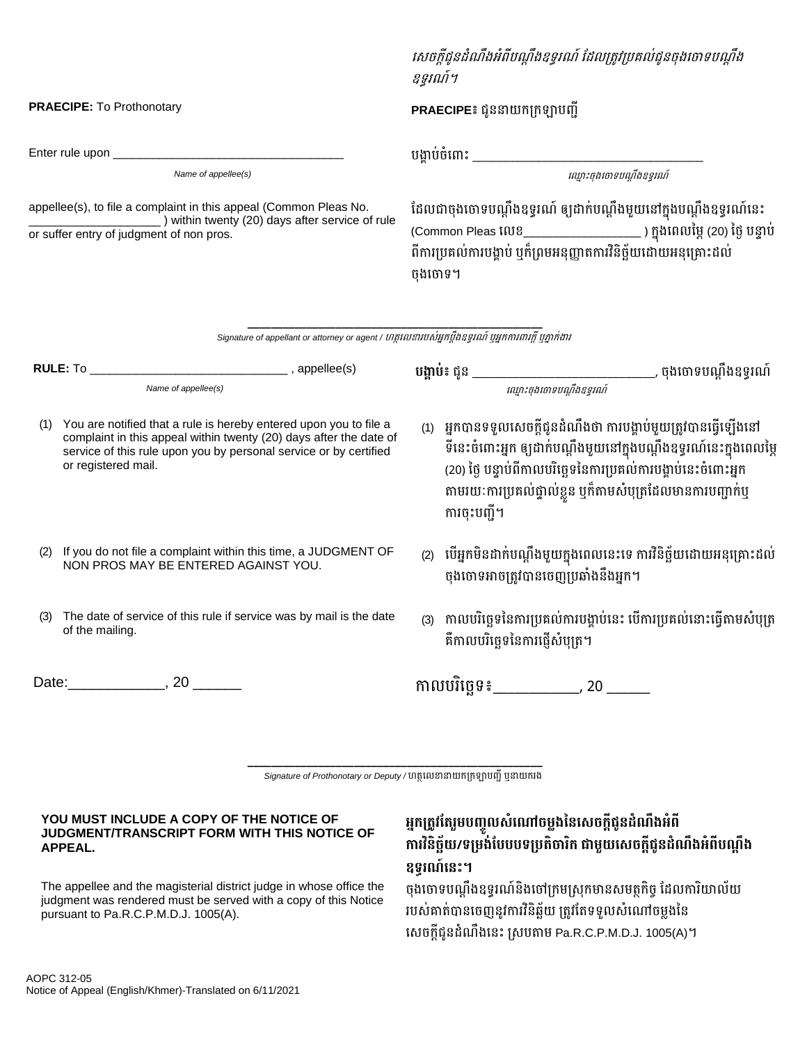*សេចក្តីជូនដំណឹងអំពីបណ្តឹងឧទ្ធរណ៍ ដែលត្រូវប្រគល់ជូនចុងចោទបណ្តឹងឧទ្ធរណ៍។*

**PRAECIPE:** To Prothonotary

**PRAECIPE៖** ជូននាយកក្រឡាបញ្ជី

Enter rule upon ___________________________________
*Name of appellee(s)*

បង្គាប់ចំពោះ ___________________________________
*ឈ្មោះចុងចោទបណ្តឹងឧទ្ធរណ៍*

appellee(s), to file a complaint in this appeal (Common Pleas No. ____________________ ) within twenty (20) days after service of rule or suffer entry of judgment of non pros.

ដែលជាចុងចោទបណ្តឹងឧទ្ធរណ៍ ឲ្យដាក់បណ្តឹងមួយនៅក្នុងបណ្តឹងឧទ្ធរណ៍នេះ (Common Pleas លេខ__________________ ) ក្នុងពេលម្ភៃ (20) ថ្ងៃ បន្ទាប់ពីការប្រគល់ការបង្គាប់ ឬក៏ព្រមអនុញ្ញាតការវិនិច្ឆ័យដោយអនុគ្រោះដល់ចុងចោទ។

_____________________________________________
*Signature of appellant or attorney or agent / ហត្ថលេខារបស់អ្នកប្តឹងឧទ្ធរណ៍ ឬអ្នកការពារក្តី ឬភ្នាក់ងារ*

**RULE:** To ______________________________ , appellee(s)
*Name of appellee(s)*

**បង្គាប់៖** ជូន ___________________________, ចុងចោទបណ្តឹងឧទ្ធរណ៍
*ឈ្មោះចុងចោទបណ្តឹងឧទ្ធរណ៍*

(1) You are notified that a rule is hereby entered upon you to file a complaint in this appeal within twenty (20) days after the date of service of this rule upon you by personal service or by certified or registered mail.

(1) អ្នកបានទទួលសេចក្តីជូនដំណឹងថា ការបង្គាប់មួយត្រូវបានធ្វើឡើងនៅទីនេះចំពោះអ្នក ឲ្យដាក់បណ្តឹងមួយនៅក្នុងបណ្តឹងឧទ្ធរណ៍នេះក្នុងពេលម្ភៃ (20) ថ្ងៃ បន្ទាប់ពីកាលបរិច្ឆេទនៃការប្រគល់ការបង្គាប់នេះចំពោះអ្នក តាមរយៈការប្រគល់ផ្ទាល់ខ្លួន ឬក៏តាមសំបុត្រដែលមានការបញ្ជាក់ឬការចុះបញ្ជី។

(2) If you do not file a complaint within this time, a JUDGMENT OF NON PROS MAY BE ENTERED AGAINST YOU.

(2) បើអ្នកមិនដាក់បណ្តឹងមួយក្នុងពេលនេះទេ ការវិនិច្ឆ័យដោយអនុគ្រោះដល់ចុងចោទអាចត្រូវបានចេញប្រឆាំងនឹងអ្នក។

(3) The date of service of this rule if service was by mail is the date of the mailing.

(3) កាលបរិច្ឆេទនៃការប្រគល់ការបង្គាប់នេះ បើការប្រគល់នោះធ្វើតាមសំបុត្រ គឺកាលបរិច្ឆេទនៃការផ្ញើសំបុត្រ។

Date:____________, 20 ______

កាលបរិច្ឆេទ៖___________, 20 ______

_____________________________________________
*Signature of Prothonotary or Deputy /* ហត្ថលេខានាយកក្រឡាបញ្ជី ឬនាយករង

**YOU MUST INCLUDE A COPY OF THE NOTICE OF JUDGMENT/TRANSCRIPT FORM WITH THIS NOTICE OF APPEAL.**

**អ្នកត្រូវតែរួមបញ្ចូលសំណៅចម្លងនៃសេចក្តីជូនដំណឹងអំពីការវិនិច្ឆ័យ/ទម្រង់បែបបទប្រតិចារិក ជាមួយសេចក្តីជូនដំណឹងអំពីបណ្តឹងឧទ្ធរណ៍នេះ។**

The appellee and the magisterial district judge in whose office the judgment was rendered must be served with a copy of this Notice pursuant to Pa.R.C.P.M.D.J. 1005(A).

ចុងចោទបណ្តឹងឧទ្ធរណ៍និងចៅក្រមស្រុកមានសមត្ថកិច្ច ដែលការិយាល័យរបស់គាត់បានចេញនូវការវិនិច្ឆ័យ ត្រូវតែទទួលសំណៅចម្លងនៃសេចក្តីជូនដំណឹងនេះ ស្របតាម Pa.R.C.P.M.D.J. 1005(A)។

AOPC 312-05
Notice of Appeal (English/Khmer)-Translated on 6/11/2021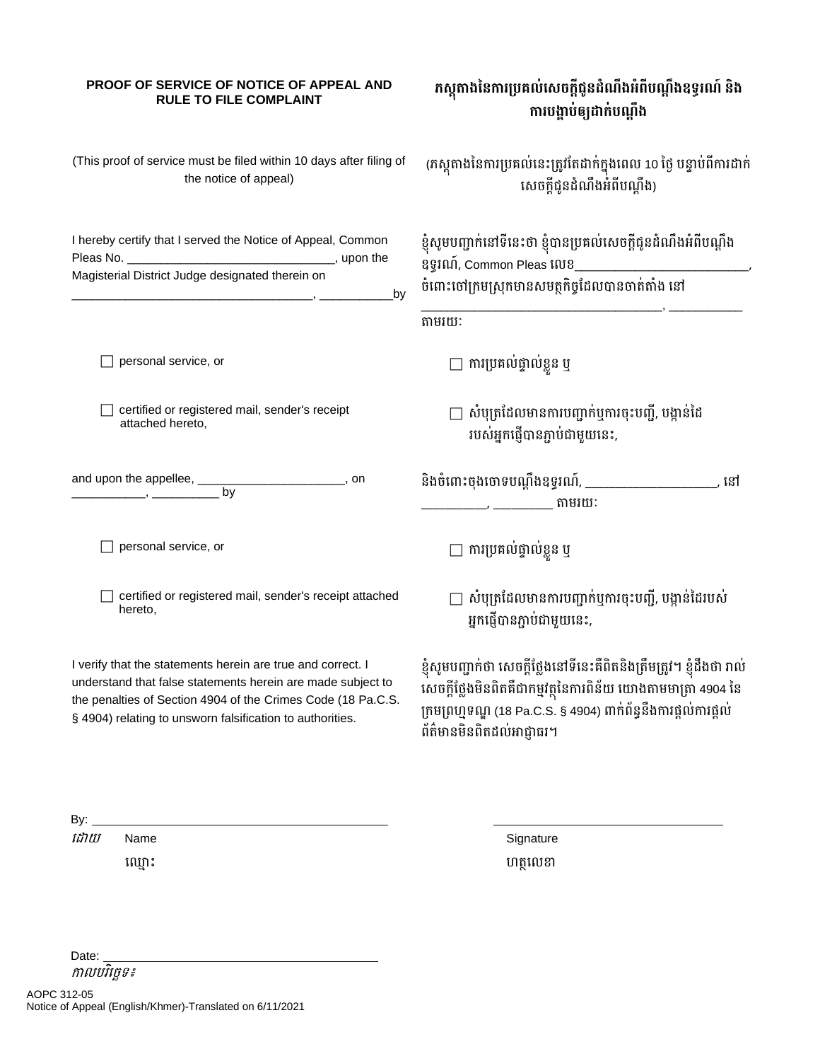**PROOF OF SERVICE OF NOTICE OF APPEAL AND RULE TO FILE COMPLAINT**

**ភស្តុតាងនៃការប្រគល់សេចក្តីជូនដំណឹងអំពីបណ្តឹងឧទ្ធរណ៍ និងការបង្គាប់ឲ្យដាក់បណ្តឹង**

(This proof of service must be filed within 10 days after filing of the notice of appeal)

(ភស្តុតាងនៃការប្រគល់នេះត្រូវតែដាក់ក្នុងពេល 10 ថ្ងៃ បន្ទាប់ពីការដាក់សេចក្តីជូនដំណឹងអំពីបណ្តឹង)

I hereby certify that I served the Notice of Appeal, Common Pleas No. ______________________________, upon the Magisterial District Judge designated therein on ___________________________________, ___________by

ខ្ញុំសូមបញ្ជាក់នៅទីនេះថា ខ្ញុំបានប្រគល់សេចក្តីជូនដំណឹងអំពីបណ្តឹងឧទ្ធរណ៍, Common Pleas លេខ_________________________, ចំពោះចៅក្រមស្រុកមានសមត្ថកិច្ចដែលបានចាត់តាំង នៅ ___________________________________, __________ តាមរយៈ

☐ personal service, or

☐ ការប្រគល់ផ្ទាល់ខ្លួន ឬ

☐ certified or registered mail, sender's receipt attached hereto,

☐ សំបុត្រដែលមានការបញ្ជាក់ឬការចុះបញ្ជី, បង្កាន់ដៃរបស់អ្នកផ្ញើបានភ្ជាប់ជាមួយនេះ,

and upon the appellee, ______________________, on ___________, __________ by

និងចំពោះចុងចោទបណ្តឹងឧទ្ធរណ៍, ___________________, នៅ _________, ________ តាមរយៈ

☐ personal service, or

☐ ការប្រគល់ផ្ទាល់ខ្លួន ឬ

☐ certified or registered mail, sender's receipt attached hereto,

☐ សំបុត្រដែលមានការបញ្ជាក់ឬការចុះបញ្ជី, បង្កាន់ដៃរបស់អ្នកផ្ញើបានភ្ជាប់ជាមួយនេះ,

I verify that the statements herein are true and correct. I understand that false statements herein are made subject to the penalties of Section 4904 of the Crimes Code (18 Pa.C.S. § 4904) relating to unsworn falsification to authorities.

ខ្ញុំសូមបញ្ជាក់ថា សេចក្តីថ្លែងនៅទីនេះគឺពិតនិងត្រឹមត្រូវ។ ខ្ញុំដឹងថា រាល់សេចក្តីថ្លែងមិនពិតគឺជាកម្មវត្ថុនៃការពិន័យ យោងតាមមាត្រា 4904 នៃក្រមព្រហ្មទណ្ឌ (18 Pa.C.S. § 4904) ពាក់ព័ន្ធនឹងការផ្តល់ការផ្តល់ព័ត៌មានមិនពិតដល់អាជ្ញាធរ។

By: ____________________________________________ &nbsp;&nbsp;&nbsp;&nbsp; ____________________________________
ដោយ &nbsp; Name &nbsp;&nbsp;&nbsp;&nbsp; Signature
ឈ្មោះ &nbsp;&nbsp;&nbsp;&nbsp; ហត្ថលេខា

Date: ________________________________________
កាលបរិច្ឆេទ៖

AOPC 312-05
Notice of Appeal (English/Khmer)-Translated on 6/11/2021